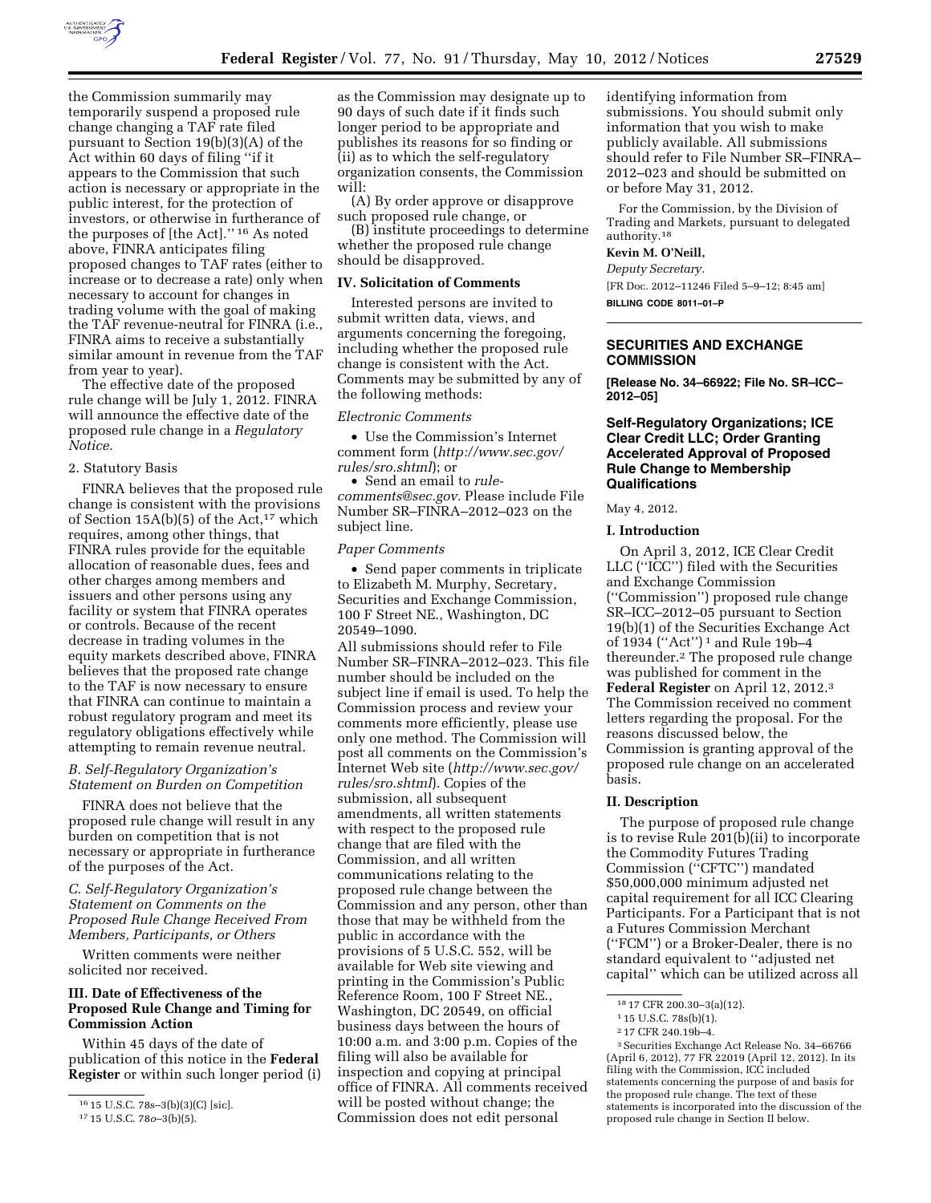the Commission summarily may temporarily suspend a proposed rule change changing a TAF rate filed pursuant to Section 19(b)(3)(A) of the Act within 60 days of filing "if it appears to the Commission that such action is necessary or appropriate in the public interest, for the protection of investors, or otherwise in furtherance of the purposes of [the Act]." [16] As noted above, FINRA anticipates filing proposed changes to TAF rates (either to increase or to decrease a rate) only when necessary to account for changes in trading volume with the goal of making the TAF revenue-neutral for FINRA (i.e., FINRA aims to receive a substantially similar amount in revenue from the TAF from year to year).

The effective date of the proposed rule change will be July 1, 2012. FINRA will announce the effective date of the proposed rule change in a *Regulatory Notice.*

2. Statutory Basis

FINRA believes that the proposed rule change is consistent with the provisions of Section 15A(b)(5) of the Act,[17] which requires, among other things, that FINRA rules provide for the equitable allocation of reasonable dues, fees and other charges among members and issuers and other persons using any facility or system that FINRA operates or controls. Because of the recent decrease in trading volumes in the equity markets described above, FINRA believes that the proposed rate change to the TAF is now necessary to ensure that FINRA can continue to maintain a robust regulatory program and meet its regulatory obligations effectively while attempting to remain revenue neutral.

*B. Self-Regulatory Organization's Statement on Burden on Competition*

FINRA does not believe that the proposed rule change will result in any burden on competition that is not necessary or appropriate in furtherance of the purposes of the Act.

*C. Self-Regulatory Organization's Statement on Comments on the Proposed Rule Change Received From Members, Participants, or Others*

Written comments were neither solicited nor received.

**III. Date of Effectiveness of the Proposed Rule Change and Timing for Commission Action**

Within 45 days of the date of publication of this notice in the **Federal Register** or within such longer period (i) as the Commission may designate up to 90 days of such date if it finds such longer period to be appropriate and publishes its reasons for so finding or (ii) as to which the self-regulatory organization consents, the Commission will:

(A) By order approve or disapprove such proposed rule change, or

(B) institute proceedings to determine whether the proposed rule change should be disapproved.

**IV. Solicitation of Comments**

Interested persons are invited to submit written data, views, and arguments concerning the foregoing, including whether the proposed rule change is consistent with the Act. Comments may be submitted by any of the following methods:

*Electronic Comments*

- Use the Commission's Internet comment form (*http://www.sec.gov/rules/sro.shtml*); or
- Send an email to *rule-comments@sec.gov*. Please include File Number SR–FINRA–2012–023 on the subject line.

*Paper Comments*

- Send paper comments in triplicate to Elizabeth M. Murphy, Secretary, Securities and Exchange Commission, 100 F Street NE., Washington, DC 20549–1090.

All submissions should refer to File Number SR–FINRA–2012–023. This file number should be included on the subject line if email is used. To help the Commission process and review your comments more efficiently, please use only one method. The Commission will post all comments on the Commission's Internet Web site (*http://www.sec.gov/rules/sro.shtml*). Copies of the submission, all subsequent amendments, all written statements with respect to the proposed rule change that are filed with the Commission, and all written communications relating to the proposed rule change between the Commission and any person, other than those that may be withheld from the public in accordance with the provisions of 5 U.S.C. 552, will be available for Web site viewing and printing in the Commission's Public Reference Room, 100 F Street NE., Washington, DC 20549, on official business days between the hours of 10:00 a.m. and 3:00 p.m. Copies of the filing will also be available for inspection and copying at principal office of FINRA. All comments received will be posted without change; the Commission does not edit personal identifying information from submissions. You should submit only information that you wish to make publicly available. All submissions should refer to File Number SR–FINRA–2012–023 and should be submitted on or before May 31, 2012.

For the Commission, by the Division of Trading and Markets, pursuant to delegated authority.[18]

**Kevin M. O'Neill,**

*Deputy Secretary.*

[FR Doc. 2012–11246 Filed 5–9–12; 8:45 am]

**BILLING CODE 8011–01–P**

---

[16] 15 U.S.C. 78s–3(b)(3)(C) [sic].

[17] 15 U.S.C. 78*o*–3(b)(5).

[18] 17 CFR 200.30–3(a)(12).

---

## SECURITIES AND EXCHANGE COMMISSION

**[Release No. 34–66922; File No. SR–ICC–2012–05]**

### Self-Regulatory Organizations; ICE Clear Credit LLC; Order Granting Accelerated Approval of Proposed Rule Change to Membership Qualifications

May 4, 2012.

**I. Introduction**

On April 3, 2012, ICE Clear Credit LLC ("ICC") filed with the Securities and Exchange Commission ("Commission") proposed rule change SR–ICC–2012–05 pursuant to Section 19(b)(1) of the Securities Exchange Act of 1934 ("Act") [1] and Rule 19b–4 thereunder.[2] The proposed rule change was published for comment in the **Federal Register** on April 12, 2012.[3] The Commission received no comment letters regarding the proposal. For the reasons discussed below, the Commission is granting approval of the proposed rule change on an accelerated basis.

**II. Description**

The purpose of proposed rule change is to revise Rule 201(b)(ii) to incorporate the Commodity Futures Trading Commission ("CFTC") mandated $50,000,000 minimum adjusted net capital requirement for all ICC Clearing Participants. For a Participant that is not a Futures Commission Merchant ("FCM") or a Broker-Dealer, there is no standard equivalent to "adjusted net capital" which can be utilized across all

---

[1] 15 U.S.C. 78s(b)(1).

[2] 17 CFR 240.19b–4.

[3] Securities Exchange Act Release No. 34–66766 (April 6, 2012), 77 FR 22019 (April 12, 2012). In its filing with the Commission, ICC included statements concerning the purpose of and basis for the proposed rule change. The text of these statements is incorporated into the discussion of the proposed rule change in Section II below.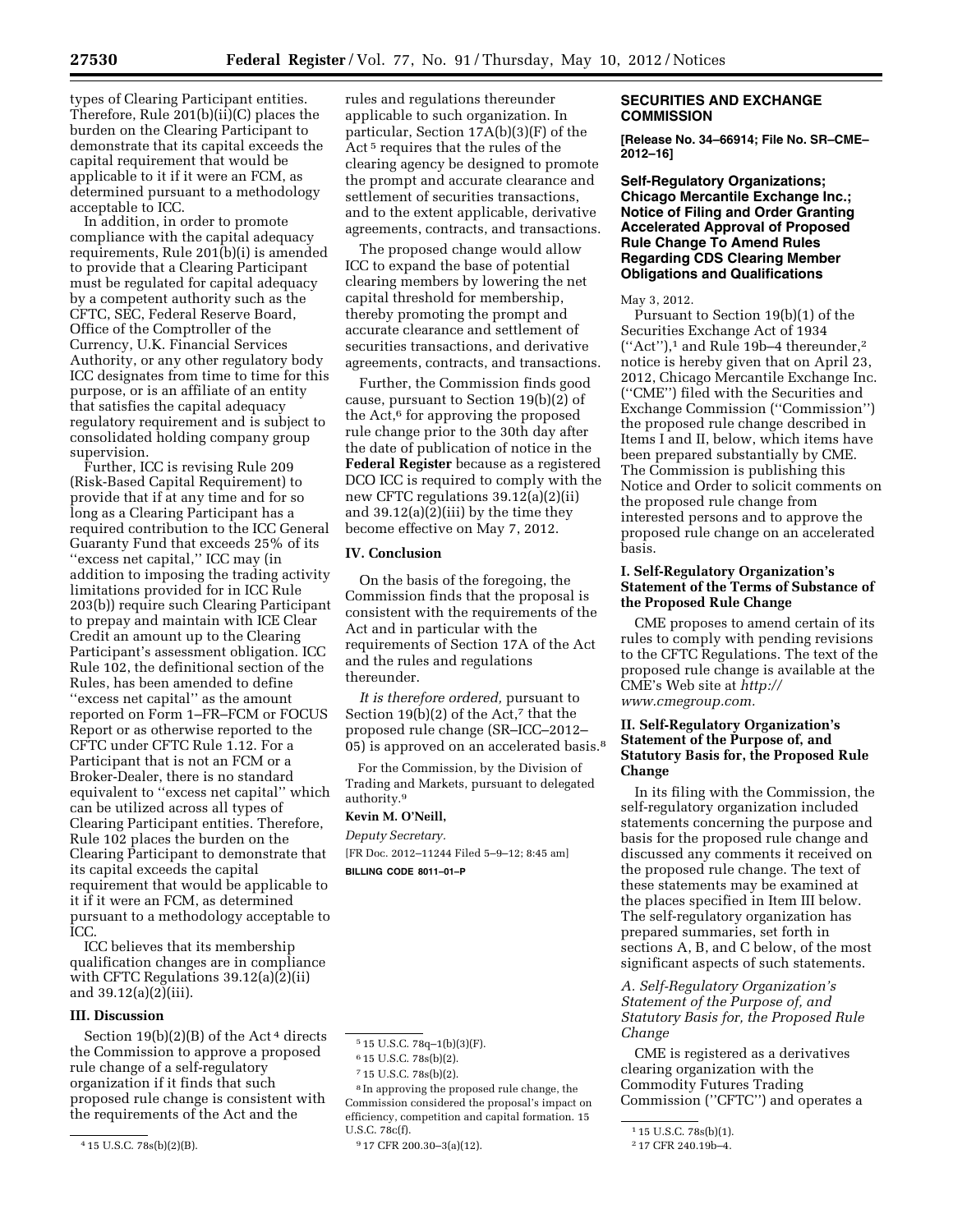types of Clearing Participant entities. Therefore, Rule 201(b)(ii)(C) places the burden on the Clearing Participant to demonstrate that its capital exceeds the capital requirement that would be applicable to it if it were an FCM, as determined pursuant to a methodology acceptable to ICC.

In addition, in order to promote compliance with the capital adequacy requirements, Rule 201(b)(i) is amended to provide that a Clearing Participant must be regulated for capital adequacy by a competent authority such as the CFTC, SEC, Federal Reserve Board, Office of the Comptroller of the Currency, U.K. Financial Services Authority, or any other regulatory body ICC designates from time to time for this purpose, or is an affiliate of an entity that satisfies the capital adequacy regulatory requirement and is subject to consolidated holding company group supervision.

Further, ICC is revising Rule 209 (Risk-Based Capital Requirement) to provide that if at any time and for so long as a Clearing Participant has a required contribution to the ICC General Guaranty Fund that exceeds 25% of its ''excess net capital,'' ICC may (in addition to imposing the trading activity limitations provided for in ICC Rule 203(b)) require such Clearing Participant to prepay and maintain with ICE Clear Credit an amount up to the Clearing Participant's assessment obligation. ICC Rule 102, the definitional section of the Rules, has been amended to define ''excess net capital'' as the amount reported on Form 1–FR–FCM or FOCUS Report or as otherwise reported to the CFTC under CFTC Rule 1.12. For a Participant that is not an FCM or a Broker-Dealer, there is no standard equivalent to ''excess net capital'' which can be utilized across all types of Clearing Participant entities. Therefore, Rule 102 places the burden on the Clearing Participant to demonstrate that its capital exceeds the capital requirement that would be applicable to it if it were an FCM, as determined pursuant to a methodology acceptable to ICC.

ICC believes that its membership qualification changes are in compliance with CFTC Regulations 39.12(a)(2)(ii) and 39.12(a)(2)(iii).

## III. Discussion

Section 19(b)(2)(B) of the Act[4] directs the Commission to approve a proposed rule change of a self-regulatory organization if it finds that such proposed rule change is consistent with the requirements of the Act and the rules and regulations thereunder applicable to such organization. In particular, Section 17A(b)(3)(F) of the Act[5] requires that the rules of the clearing agency be designed to promote the prompt and accurate clearance and settlement of securities transactions, and to the extent applicable, derivative agreements, contracts, and transactions.

The proposed change would allow ICC to expand the base of potential clearing members by lowering the net capital threshold for membership, thereby promoting the prompt and accurate clearance and settlement of securities transactions, and derivative agreements, contracts, and transactions.

Further, the Commission finds good cause, pursuant to Section 19(b)(2) of the Act,[6] for approving the proposed rule change prior to the 30th day after the date of publication of notice in the **Federal Register** because as a registered DCO ICC is required to comply with the new CFTC regulations 39.12(a)(2)(ii) and 39.12(a)(2)(iii) by the time they become effective on May 7, 2012.

## IV. Conclusion

On the basis of the foregoing, the Commission finds that the proposal is consistent with the requirements of the Act and in particular with the requirements of Section 17A of the Act and the rules and regulations thereunder.

*It is therefore ordered,* pursuant to Section 19(b)(2) of the Act,[7] that the proposed rule change (SR–ICC–2012–05) is approved on an accelerated basis.[8]

For the Commission, by the Division of Trading and Markets, pursuant to delegated authority.[9]

**Kevin M. O'Neill,**

*Deputy Secretary.*

[FR Doc. 2012–11244 Filed 5–9–12; 8:45 am]

**BILLING CODE 8011–01–P**

[4] 15 U.S.C. 78s(b)(2)(B).

[5] 15 U.S.C. 78q–1(b)(3)(F).

[6] 15 U.S.C. 78s(b)(2).

[7] 15 U.S.C. 78s(b)(2).

[8] In approving the proposed rule change, the Commission considered the proposal's impact on efficiency, competition and capital formation. 15 U.S.C. 78c(f).

[9] 17 CFR 200.30–3(a)(12).

---

**SECURITIES AND EXCHANGE COMMISSION**

**[Release No. 34–66914; File No. SR–CME–2012–16]**

## Self-Regulatory Organizations; Chicago Mercantile Exchange Inc.; Notice of Filing and Order Granting Accelerated Approval of Proposed Rule Change To Amend Rules Regarding CDS Clearing Member Obligations and Qualifications

May 3, 2012.

Pursuant to Section 19(b)(1) of the Securities Exchange Act of 1934 (''Act''),[1] and Rule 19b–4 thereunder,[2] notice is hereby given that on April 23, 2012, Chicago Mercantile Exchange Inc. (''CME'') filed with the Securities and Exchange Commission (''Commission'') the proposed rule change described in Items I and II, below, which items have been prepared substantially by CME. The Commission is publishing this Notice and Order to solicit comments on the proposed rule change from interested persons and to approve the proposed rule change on an accelerated basis.

## I. Self-Regulatory Organization's Statement of the Terms of Substance of the Proposed Rule Change

CME proposes to amend certain of its rules to comply with pending revisions to the CFTC Regulations. The text of the proposed rule change is available at the CME's Web site at *http://www.cmegroup.com.*

## II. Self-Regulatory Organization's Statement of the Purpose of, and Statutory Basis for, the Proposed Rule Change

In its filing with the Commission, the self-regulatory organization included statements concerning the purpose and basis for the proposed rule change and discussed any comments it received on the proposed rule change. The text of these statements may be examined at the places specified in Item III below. The self-regulatory organization has prepared summaries, set forth in sections A, B, and C below, of the most significant aspects of such statements.

### *A. Self-Regulatory Organization's Statement of the Purpose of, and Statutory Basis for, the Proposed Rule Change*

CME is registered as a derivatives clearing organization with the Commodity Futures Trading Commission (''CFTC'') and operates a

[1] 15 U.S.C. 78s(b)(1).

[2] 17 CFR 240.19b–4.